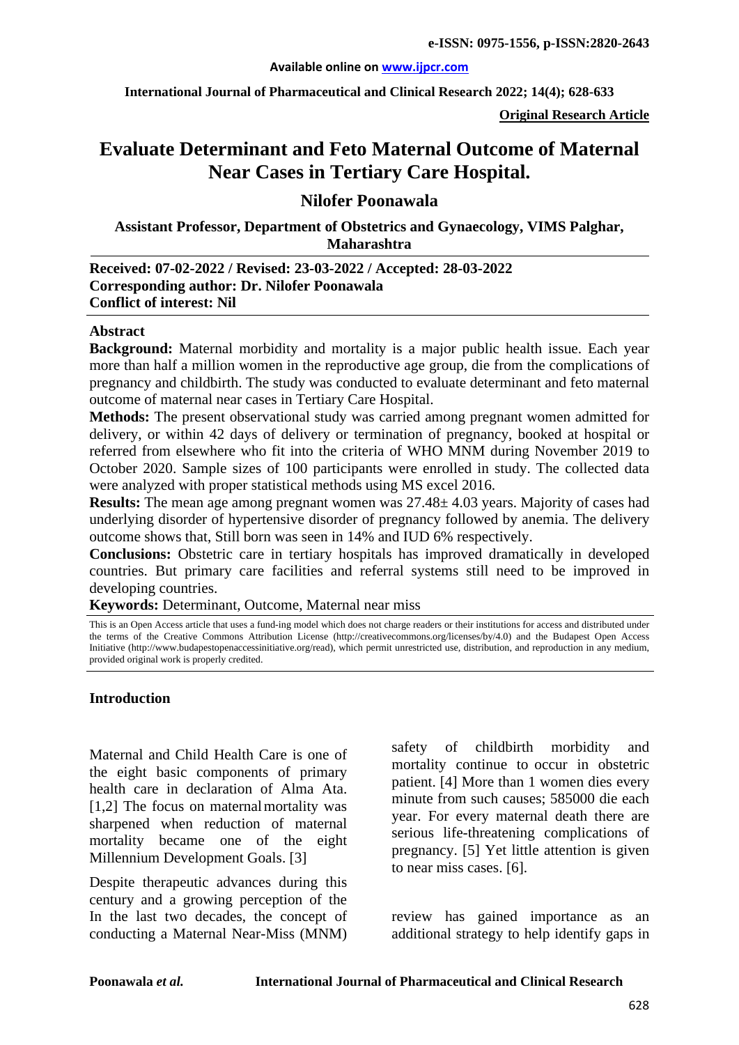**e-ISSN: 0975-1556, p-ISSN:2820-2643**

**Available online on www.ijpcr.com**

**Original Research Article**

# Evaluate Determinant and Feto Maternal Outcome of Maternal Near Cases in Tertiary Care Hospital.

## Nilofer Poonawala

**Assistant Professor, Department of Obstetrics and Gynaecology, VIMS Palghar, Maharashtra**

**Received: 07-02-2022 / Revised: 23-03-2022 / Accepted: 28-03-2022**
**Corresponding author: Dr. Nilofer Poonawala**
**Conflict of interest: Nil**

### Abstract

**Background:** Maternal morbidity and mortality is a major public health issue. Each year more than half a million women in the reproductive age group, die from the complications of pregnancy and childbirth. The study was conducted to evaluate determinant and feto maternal outcome of maternal near cases in Tertiary Care Hospital.

**Methods:** The present observational study was carried among pregnant women admitted for delivery, or within 42 days of delivery or termination of pregnancy, booked at hospital or referred from elsewhere who fit into the criteria of WHO MNM during November 2019 to October 2020. Sample sizes of 100 participants were enrolled in study. The collected data were analyzed with proper statistical methods using MS excel 2016.

**Results:** The mean age among pregnant women was 27.48± 4.03 years. Majority of cases had underlying disorder of hypertensive disorder of pregnancy followed by anemia. The delivery outcome shows that, Still born was seen in 14% and IUD 6% respectively.

**Conclusions:** Obstetric care in tertiary hospitals has improved dramatically in developed countries. But primary care facilities and referral systems still need to be improved in developing countries.

**Keywords:** Determinant, Outcome, Maternal near miss

This is an Open Access article that uses a fund-ing model which does not charge readers or their institutions for access and distributed under the terms of the Creative Commons Attribution License (http://creativecommons.org/licenses/by/4.0) and the Budapest Open Access Initiative (http://www.budapestopenaccessinitiative.org/read), which permit unrestricted use, distribution, and reproduction in any medium, provided original work is properly credited.

### Introduction

Maternal and Child Health Care is one of the eight basic components of primary health care in declaration of Alma Ata. [1,2] The focus on maternal mortality was sharpened when reduction of maternal mortality became one of the eight Millennium Development Goals. [3]

Despite therapeutic advances during this century and a growing perception of the safety of childbirth morbidity and mortality continue to occur in obstetric patient. [4] More than 1 women dies every minute from such causes; 585000 die each year. For every maternal death there are serious life-threatening complications of pregnancy. [5] Yet little attention is given to near miss cases. [6].

In the last two decades, the concept of conducting a Maternal Near-Miss (MNM) review has gained importance as an additional strategy to help identify gaps in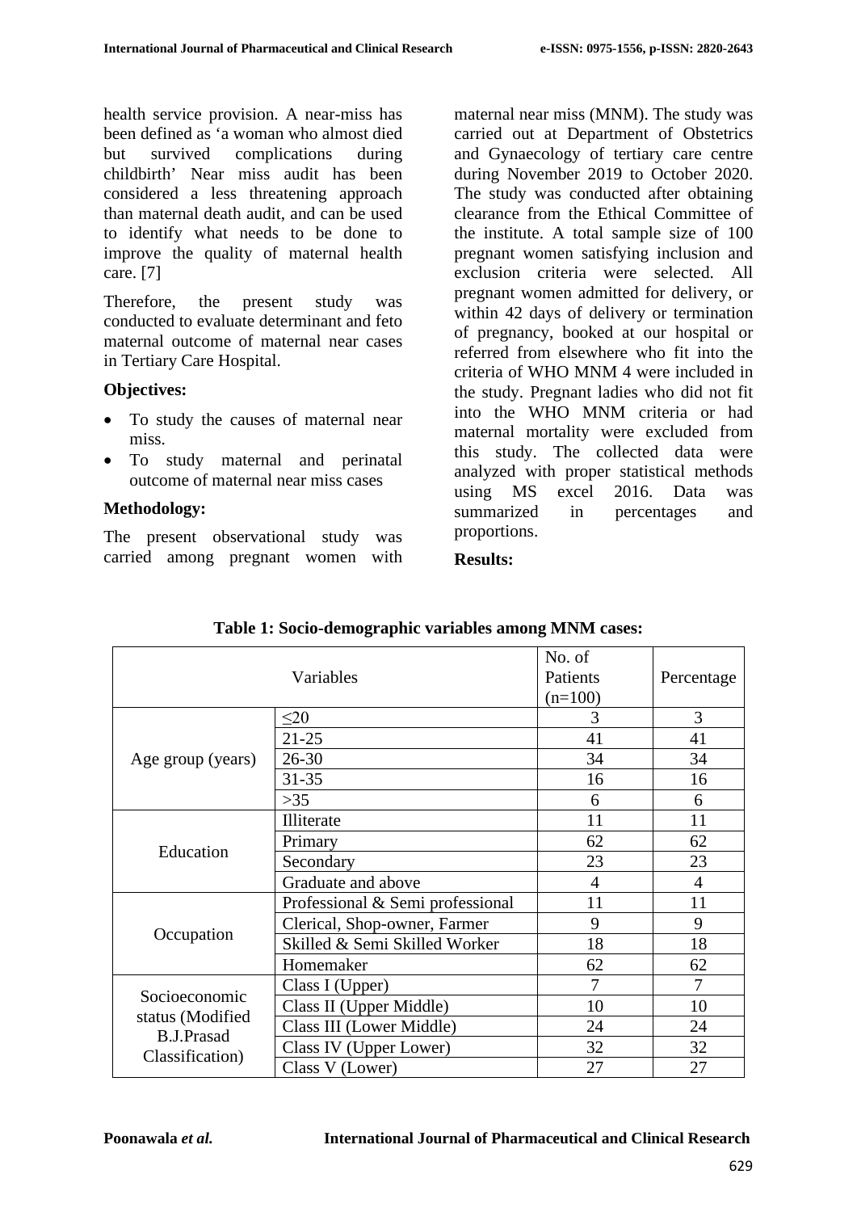health service provision. A near-miss has been defined as 'a woman who almost died but survived complications during childbirth' Near miss audit has been considered a less threatening approach than maternal death audit, and can be used to identify what needs to be done to improve the quality of maternal health care. [7]

Therefore, the present study was conducted to evaluate determinant and feto maternal outcome of maternal near cases in Tertiary Care Hospital.

**Objectives:**

- To study the causes of maternal near miss.
- To study maternal and perinatal outcome of maternal near miss cases

**Methodology:**

The present observational study was carried among pregnant women with maternal near miss (MNM). The study was carried out at Department of Obstetrics and Gynaecology of tertiary care centre during November 2019 to October 2020. The study was conducted after obtaining clearance from the Ethical Committee of the institute. A total sample size of 100 pregnant women satisfying inclusion and exclusion criteria were selected. All pregnant women admitted for delivery, or within 42 days of delivery or termination of pregnancy, booked at our hospital or referred from elsewhere who fit into the criteria of WHO MNM 4 were included in the study. Pregnant ladies who did not fit into the WHO MNM criteria or had maternal mortality were excluded from this study. The collected data were analyzed with proper statistical methods using MS excel 2016. Data was summarized in percentages and proportions.

**Results:**

**Table 1: Socio-demographic variables among MNM cases:**

| Variables | | No. of Patients (n=100) | Percentage |
|---|---|---|---|
| Age group (years) | ≤20 | 3 | 3 |
| | 21-25 | 41 | 41 |
| | 26-30 | 34 | 34 |
| | 31-35 | 16 | 16 |
| | >35 | 6 | 6 |
| Education | Illiterate | 11 | 11 |
| | Primary | 62 | 62 |
| | Secondary | 23 | 23 |
| | Graduate and above | 4 | 4 |
| Occupation | Professional & Semi professional | 11 | 11 |
| | Clerical, Shop-owner, Farmer | 9 | 9 |
| | Skilled & Semi Skilled Worker | 18 | 18 |
| | Homemaker | 62 | 62 |
| Socioeconomic status (Modified B.J.Prasad Classification) | Class I (Upper) | 7 | 7 |
| | Class II (Upper Middle) | 10 | 10 |
| | Class III (Lower Middle) | 24 | 24 |
| | Class IV (Upper Lower) | 32 | 32 |
| | Class V (Lower) | 27 | 27 |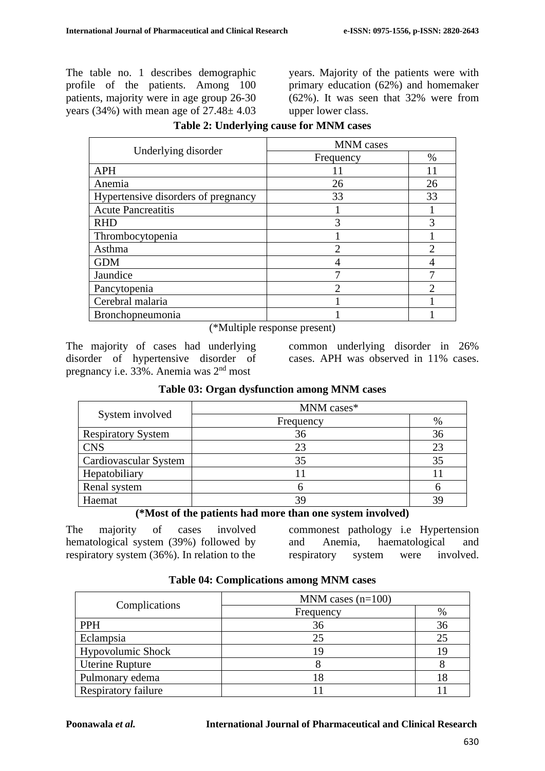The table no. 1 describes demographic profile of the patients. Among 100 patients, majority were in age group 26-30 years (34%) with mean age of 27.48± 4.03 years. Majority of the patients were with primary education (62%) and homemaker (62%). It was seen that 32% were from upper lower class.

**Table 2: Underlying cause for MNM cases**

| Underlying disorder | MNM cases | |
|---|---|---|
| | Frequency | % |
| APH | 11 | 11 |
| Anemia | 26 | 26 |
| Hypertensive disorders of pregnancy | 33 | 33 |
| Acute Pancreatitis | 1 | 1 |
| RHD | 3 | 3 |
| Thrombocytopenia | 1 | 1 |
| Asthma | 2 | 2 |
| GDM | 4 | 4 |
| Jaundice | 7 | 7 |
| Pancytopenia | 2 | 2 |
| Cerebral malaria | 1 | 1 |
| Bronchopneumonia | 1 | 1 |

(*Multiple response present)

The majority of cases had underlying disorder of hypertensive disorder of pregnancy i.e. 33%. Anemia was 2nd most common underlying disorder in 26% cases. APH was observed in 11% cases.

**Table 03: Organ dysfunction among MNM cases**

| System involved | MNM cases* | |
|---|---|---|
| | Frequency | % |
| Respiratory System | 36 | 36 |
| CNS | 23 | 23 |
| Cardiovascular System | 35 | 35 |
| Hepatobiliary | 11 | 11 |
| Renal system | 6 | 6 |
| Haemat | 39 | 39 |

**(*Most of the patients had more than one system involved)**

The majority of cases involved hematological system (39%) followed by respiratory system (36%). In relation to the commonest pathology i.e Hypertension and Anemia, haematological and respiratory system were involved.

**Table 04: Complications among MNM cases**

| Complications | MNM cases (n=100) | |
|---|---|---|
| | Frequency | % |
| PPH | 36 | 36 |
| Eclampsia | 25 | 25 |
| Hypovolumic Shock | 19 | 19 |
| Uterine Rupture | 8 | 8 |
| Pulmonary edema | 18 | 18 |
| Respiratory failure | 11 | 11 |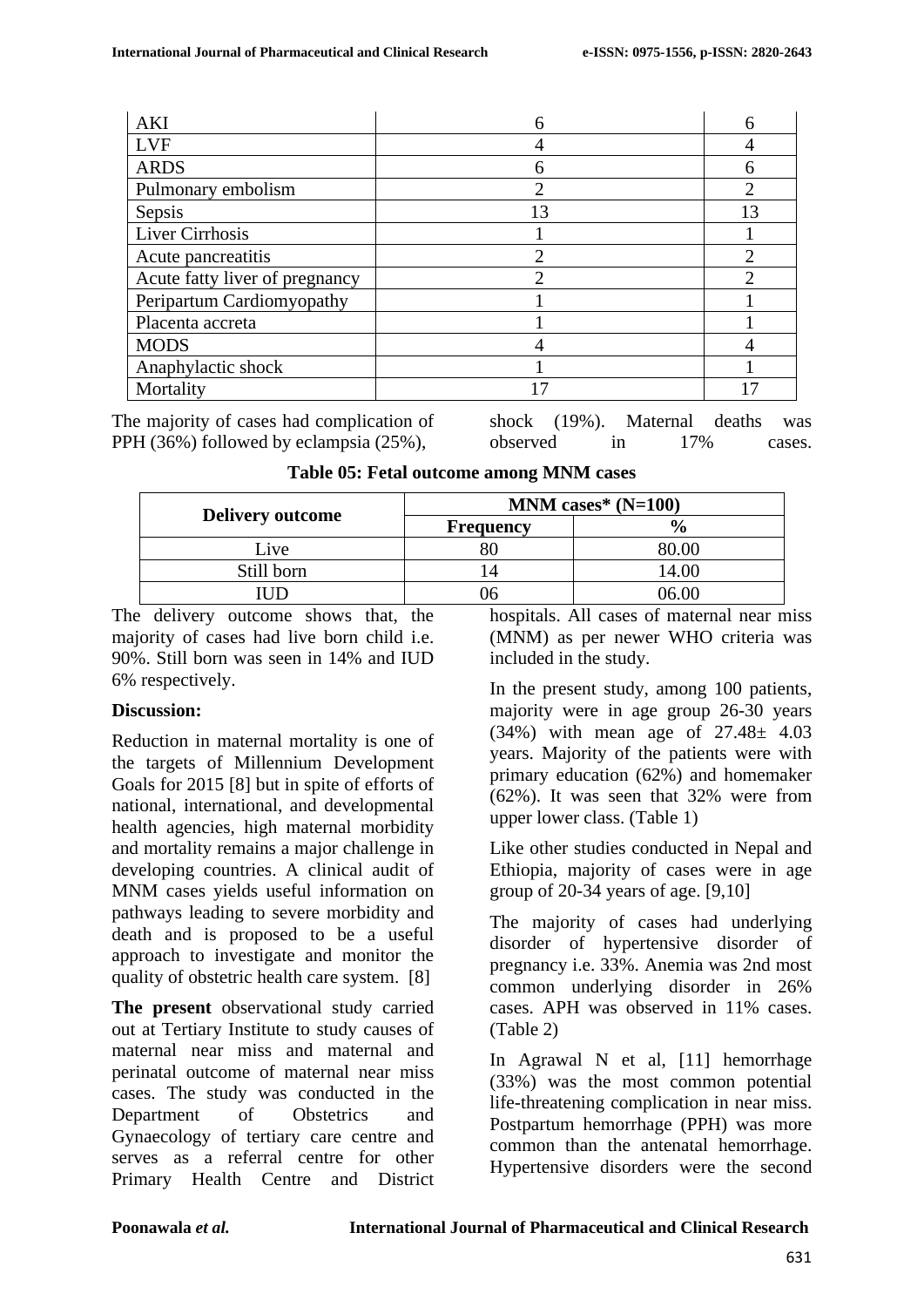| AKI | 6 | 6 |
|---|---|---|
| LVF | 4 | 4 |
| ARDS | 6 | 6 |
| Pulmonary embolism | 2 | 2 |
| Sepsis | 13 | 13 |
| Liver Cirrhosis | 1 | 1 |
| Acute pancreatitis | 2 | 2 |
| Acute fatty liver of pregnancy | 2 | 2 |
| Peripartum Cardiomyopathy | 1 | 1 |
| Placenta accreta | 1 | 1 |
| MODS | 4 | 4 |
| Anaphylactic shock | 1 | 1 |
| Mortality | 17 | 17 |

The majority of cases had complication of PPH (36%) followed by eclampsia (25%), shock (19%). Maternal deaths was observed in 17% cases.

**Table 05: Fetal outcome among MNM cases**

| Delivery outcome | MNM cases* (N=100) | |
|---|---|---|
| | Frequency | % |
| Live | 80 | 80.00 |
| Still born | 14 | 14.00 |
| IUD | 06 | 06.00 |

The delivery outcome shows that, the majority of cases had live born child i.e. 90%. Still born was seen in 14% and IUD 6% respectively.

**Discussion:**

Reduction in maternal mortality is one of the targets of Millennium Development Goals for 2015 [8] but in spite of efforts of national, international, and developmental health agencies, high maternal morbidity and mortality remains a major challenge in developing countries. A clinical audit of MNM cases yields useful information on pathways leading to severe morbidity and death and is proposed to be a useful approach to investigate and monitor the quality of obstetric health care system. [8]

**The present** observational study carried out at Tertiary Institute to study causes of maternal near miss and maternal and perinatal outcome of maternal near miss cases. The study was conducted in the Department of Obstetrics and Gynaecology of tertiary care centre and serves as a referral centre for other Primary Health Centre and District hospitals. All cases of maternal near miss (MNM) as per newer WHO criteria was included in the study.

In the present study, among 100 patients, majority were in age group 26-30 years (34%) with mean age of 27.48± 4.03 years. Majority of the patients were with primary education (62%) and homemaker (62%). It was seen that 32% were from upper lower class. (Table 1)

Like other studies conducted in Nepal and Ethiopia, majority of cases were in age group of 20-34 years of age. [9,10]

The majority of cases had underlying disorder of hypertensive disorder of pregnancy i.e. 33%. Anemia was 2nd most common underlying disorder in 26% cases. APH was observed in 11% cases. (Table 2)

In Agrawal N et al, [11] hemorrhage (33%) was the most common potential life-threatening complication in near miss. Postpartum hemorrhage (PPH) was more common than the antenatal hemorrhage. Hypertensive disorders were the second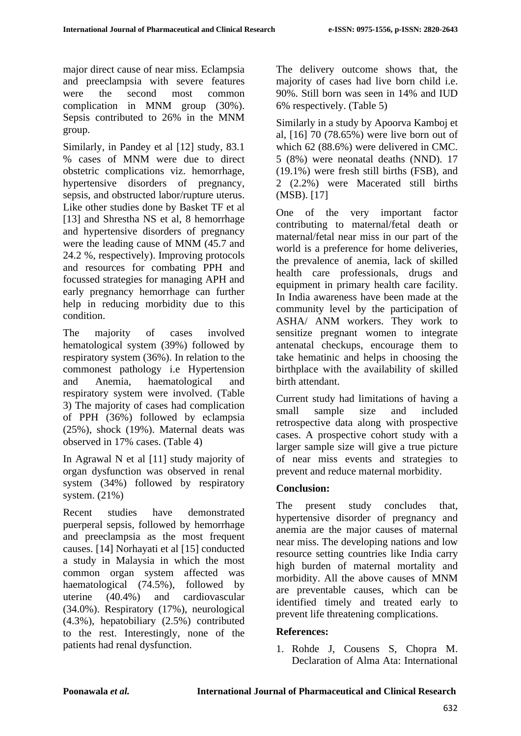major direct cause of near miss. Eclampsia and preeclampsia with severe features were the second most common complication in MNM group (30%). Sepsis contributed to 26% in the MNM group.

Similarly, in Pandey et al [12] study, 83.1 % cases of MNM were due to direct obstetric complications viz. hemorrhage, hypertensive disorders of pregnancy, sepsis, and obstructed labor/rupture uterus. Like other studies done by Basket TF et al [13] and Shrestha NS et al, 8 hemorrhage and hypertensive disorders of pregnancy were the leading cause of MNM (45.7 and 24.2 %, respectively). Improving protocols and resources for combating PPH and focussed strategies for managing APH and early pregnancy hemorrhage can further help in reducing morbidity due to this condition.

The majority of cases involved hematological system (39%) followed by respiratory system (36%). In relation to the commonest pathology i.e Hypertension and Anemia, haematological and respiratory system were involved. (Table 3) The majority of cases had complication of PPH (36%) followed by eclampsia (25%), shock (19%). Maternal deats was observed in 17% cases. (Table 4)

In Agrawal N et al [11] study majority of organ dysfunction was observed in renal system (34%) followed by respiratory system. (21%)

Recent studies have demonstrated puerperal sepsis, followed by hemorrhage and preeclampsia as the most frequent causes. [14] Norhayati et al [15] conducted a study in Malaysia in which the most common organ system affected was haematological (74.5%), followed by uterine (40.4%) and cardiovascular (34.0%). Respiratory (17%), neurological (4.3%), hepatobiliary (2.5%) contributed to the rest. Interestingly, none of the patients had renal dysfunction.

The delivery outcome shows that, the majority of cases had live born child i.e. 90%. Still born was seen in 14% and IUD 6% respectively. (Table 5)

Similarly in a study by Apoorva Kamboj et al, [16] 70 (78.65%) were live born out of which 62 (88.6%) were delivered in CMC. 5 (8%) were neonatal deaths (NND). 17 (19.1%) were fresh still births (FSB), and 2 (2.2%) were Macerated still births (MSB). [17]

One of the very important factor contributing to maternal/fetal death or maternal/fetal near miss in our part of the world is a preference for home deliveries, the prevalence of anemia, lack of skilled health care professionals, drugs and equipment in primary health care facility. In India awareness have been made at the community level by the participation of ASHA/ ANM workers. They work to sensitize pregnant women to integrate antenatal checkups, encourage them to take hematinic and helps in choosing the birthplace with the availability of skilled birth attendant.

Current study had limitations of having a small sample size and included retrospective data along with prospective cases. A prospective cohort study with a larger sample size will give a true picture of near miss events and strategies to prevent and reduce maternal morbidity.

## Conclusion:

The present study concludes that, hypertensive disorder of pregnancy and anemia are the major causes of maternal near miss. The developing nations and low resource setting countries like India carry high burden of maternal mortality and morbidity. All the above causes of MNM are preventable causes, which can be identified timely and treated early to prevent life threatening complications.

## References:

1. Rohde J, Cousens S, Chopra M. Declaration of Alma Ata: International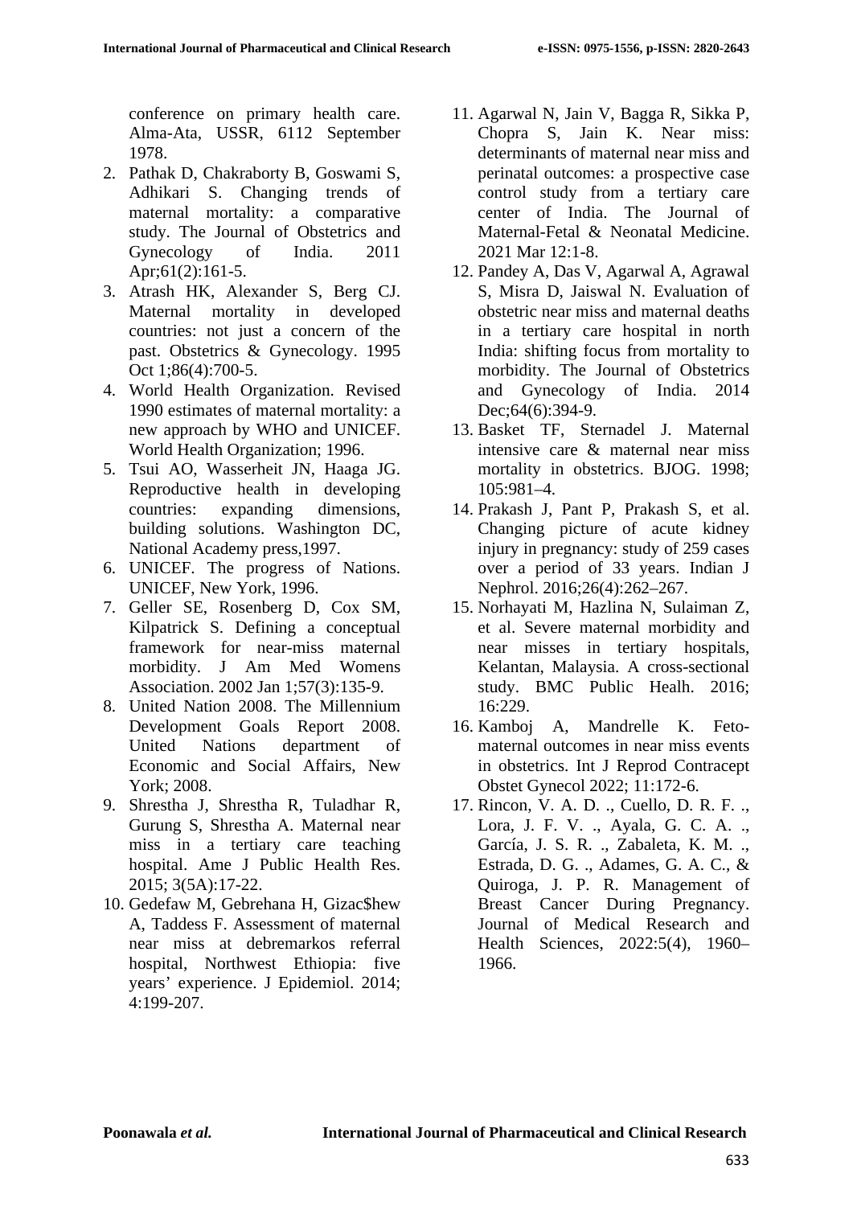conference on primary health care. Alma-Ata, USSR, 6112 September 1978.

2. Pathak D, Chakraborty B, Goswami S, Adhikari S. Changing trends of maternal mortality: a comparative study. The Journal of Obstetrics and Gynecology of India. 2011 Apr;61(2):161-5.
3. Atrash HK, Alexander S, Berg CJ. Maternal mortality in developed countries: not just a concern of the past. Obstetrics & Gynecology. 1995 Oct 1;86(4):700-5.
4. World Health Organization. Revised 1990 estimates of maternal mortality: a new approach by WHO and UNICEF. World Health Organization; 1996.
5. Tsui AO, Wasserheit JN, Haaga JG. Reproductive health in developing countries: expanding dimensions, building solutions. Washington DC, National Academy press,1997.
6. UNICEF. The progress of Nations. UNICEF, New York, 1996.
7. Geller SE, Rosenberg D, Cox SM, Kilpatrick S. Defining a conceptual framework for near-miss maternal morbidity. J Am Med Womens Association. 2002 Jan 1;57(3):135-9.
8. United Nation 2008. The Millennium Development Goals Report 2008. United Nations department of Economic and Social Affairs, New York; 2008.
9. Shrestha J, Shrestha R, Tuladhar R, Gurung S, Shrestha A. Maternal near miss in a tertiary care teaching hospital. Ame J Public Health Res. 2015; 3(5A):17-22.
10. Gedefaw M, Gebrehana H, Gizac$hew A, Taddess F. Assessment of maternal near miss at debremarkos referral hospital, Northwest Ethiopia: five years' experience. J Epidemiol. 2014; 4:199-207.
11. Agarwal N, Jain V, Bagga R, Sikka P, Chopra S, Jain K. Near miss: determinants of maternal near miss and perinatal outcomes: a prospective case control study from a tertiary care center of India. The Journal of Maternal-Fetal & Neonatal Medicine. 2021 Mar 12:1-8.
12. Pandey A, Das V, Agarwal A, Agrawal S, Misra D, Jaiswal N. Evaluation of obstetric near miss and maternal deaths in a tertiary care hospital in north India: shifting focus from mortality to morbidity. The Journal of Obstetrics and Gynecology of India. 2014 Dec;64(6):394-9.
13. Basket TF, Sternadel J. Maternal intensive care & maternal near miss mortality in obstetrics. BJOG. 1998; 105:981–4.
14. Prakash J, Pant P, Prakash S, et al. Changing picture of acute kidney injury in pregnancy: study of 259 cases over a period of 33 years. Indian J Nephrol. 2016;26(4):262–267.
15. Norhayati M, Hazlina N, Sulaiman Z, et al. Severe maternal morbidity and near misses in tertiary hospitals, Kelantan, Malaysia. A cross-sectional study. BMC Public Healh. 2016; 16:229.
16. Kamboj A, Mandrelle K. Feto-maternal outcomes in near miss events in obstetrics. Int J Reprod Contracept Obstet Gynecol 2022; 11:172-6.
17. Rincon, V. A. D. ., Cuello, D. R. F. ., Lora, J. F. V. ., Ayala, G. C. A. ., García, J. S. R. ., Zabaleta, K. M. ., Estrada, D. G. ., Adames, G. A. C., & Quiroga, J. P. R. Management of Breast Cancer During Pregnancy. Journal of Medical Research and Health Sciences, 2022:5(4), 1960–1966.